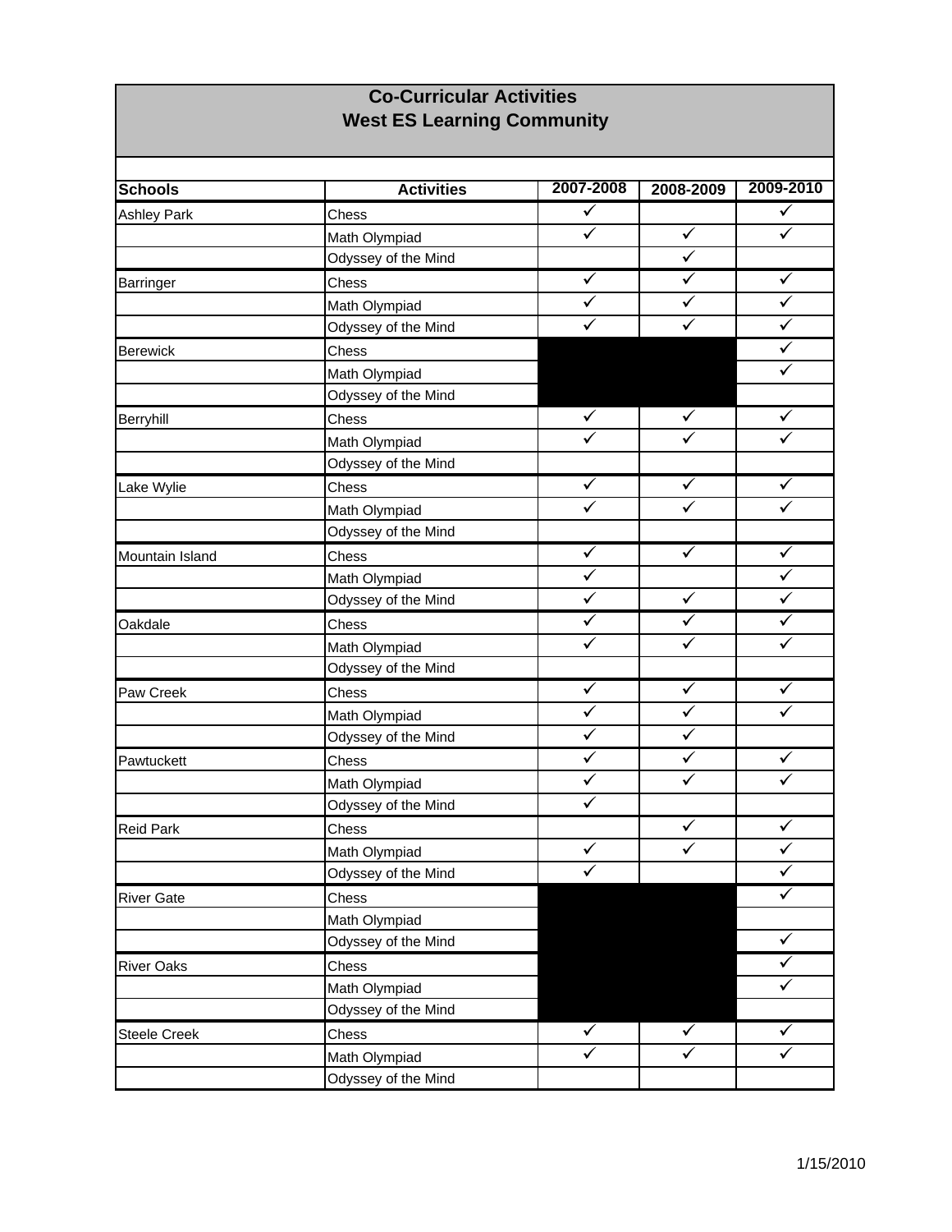# Co-Curricular Activities
## West ES Learning Community

| Schools | Activities | 2007-2008 | 2008-2009 | 2009-2010 |
|---|---|---|---|---|
| Ashley Park | Chess | ✓ | | ✓ |
| | Math Olympiad | ✓ | ✓ | ✓ |
| | Odyssey of the Mind | | ✓ | |
| Barringer | Chess | ✓ | ✓ | ✓ |
| | Math Olympiad | ✓ | ✓ | ✓ |
| | Odyssey of the Mind | ✓ | ✓ | ✓ |
| Berewick | Chess | | | ✓ |
| | Math Olympiad | | | ✓ |
| | Odyssey of the Mind | | | |
| Berryhill | Chess | ✓ | ✓ | ✓ |
| | Math Olympiad | ✓ | ✓ | ✓ |
| | Odyssey of the Mind | | | |
| Lake Wylie | Chess | ✓ | ✓ | ✓ |
| | Math Olympiad | ✓ | ✓ | ✓ |
| | Odyssey of the Mind | | | |
| Mountain Island | Chess | ✓ | ✓ | ✓ |
| | Math Olympiad | ✓ | | ✓ |
| | Odyssey of the Mind | ✓ | ✓ | ✓ |
| Oakdale | Chess | ✓ | ✓ | ✓ |
| | Math Olympiad | ✓ | ✓ | ✓ |
| | Odyssey of the Mind | | | |
| Paw Creek | Chess | ✓ | ✓ | ✓ |
| | Math Olympiad | ✓ | ✓ | ✓ |
| | Odyssey of the Mind | ✓ | ✓ | |
| Pawtuckett | Chess | ✓ | ✓ | ✓ |
| | Math Olympiad | ✓ | ✓ | ✓ |
| | Odyssey of the Mind | ✓ | | |
| Reid Park | Chess | | ✓ | ✓ |
| | Math Olympiad | ✓ | ✓ | ✓ |
| | Odyssey of the Mind | ✓ | | ✓ |
| River Gate | Chess | | | ✓ |
| | Math Olympiad | | | |
| | Odyssey of the Mind | | | ✓ |
| River Oaks | Chess | | | ✓ |
| | Math Olympiad | | | ✓ |
| | Odyssey of the Mind | | | |
| Steele Creek | Chess | ✓ | ✓ | ✓ |
| | Math Olympiad | ✓ | ✓ | ✓ |
| | Odyssey of the Mind | | | |

1/15/2010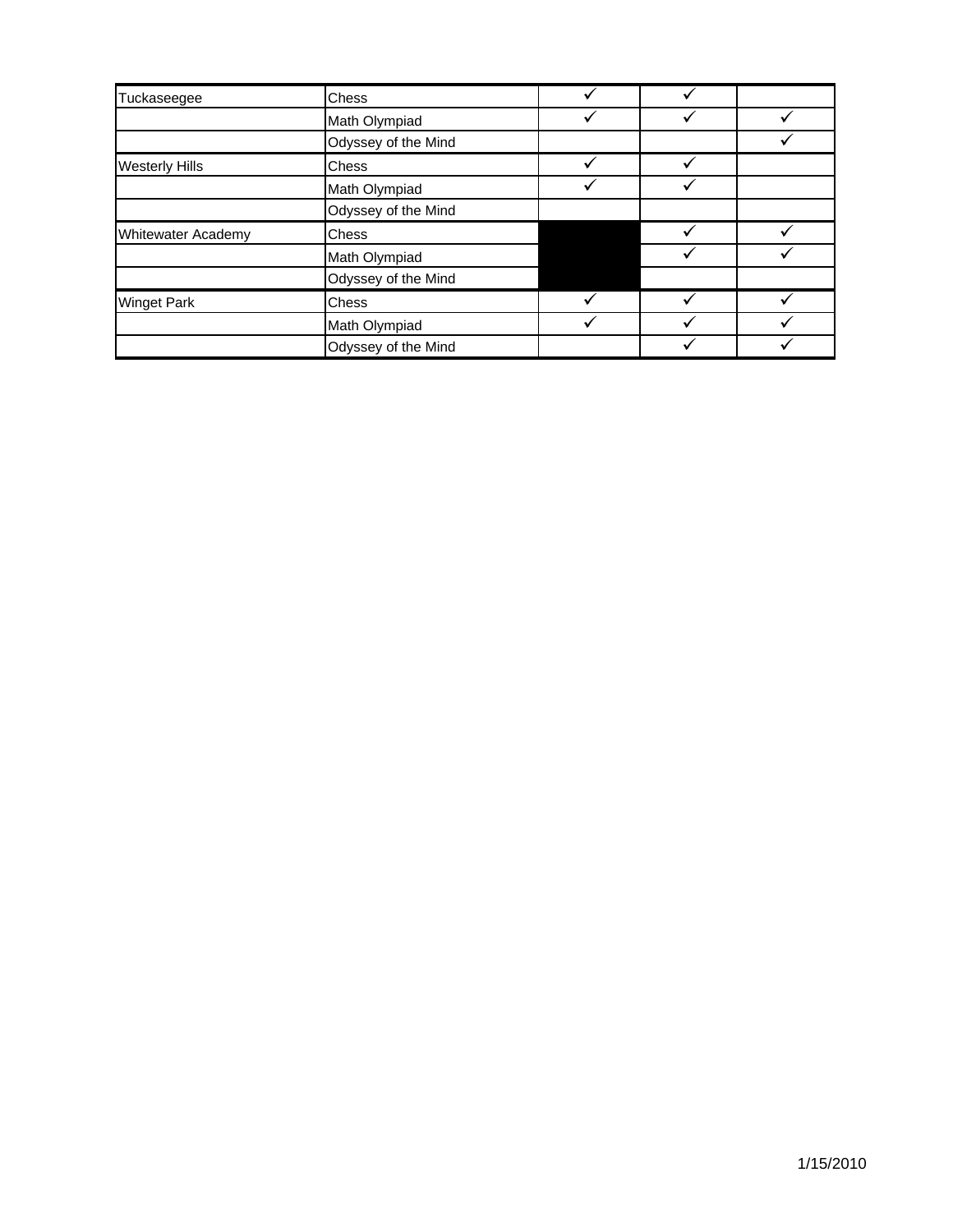| | | | | |
|---|---|---|---|---|
| Tuckaseegee | Chess | ✓ | ✓ | |
| | Math Olympiad | ✓ | ✓ | ✓ |
| | Odyssey of the Mind | | | ✓ |
| Westerly Hills | Chess | ✓ | ✓ | |
| | Math Olympiad | ✓ | ✓ | |
| | Odyssey of the Mind | | | |
| Whitewater Academy | Chess | | ✓ | ✓ |
| | Math Olympiad | | ✓ | ✓ |
| | Odyssey of the Mind | | | |
| Winget Park | Chess | ✓ | ✓ | ✓ |
| | Math Olympiad | ✓ | ✓ | ✓ |
| | Odyssey of the Mind | | ✓ | ✓ |

1/15/2010